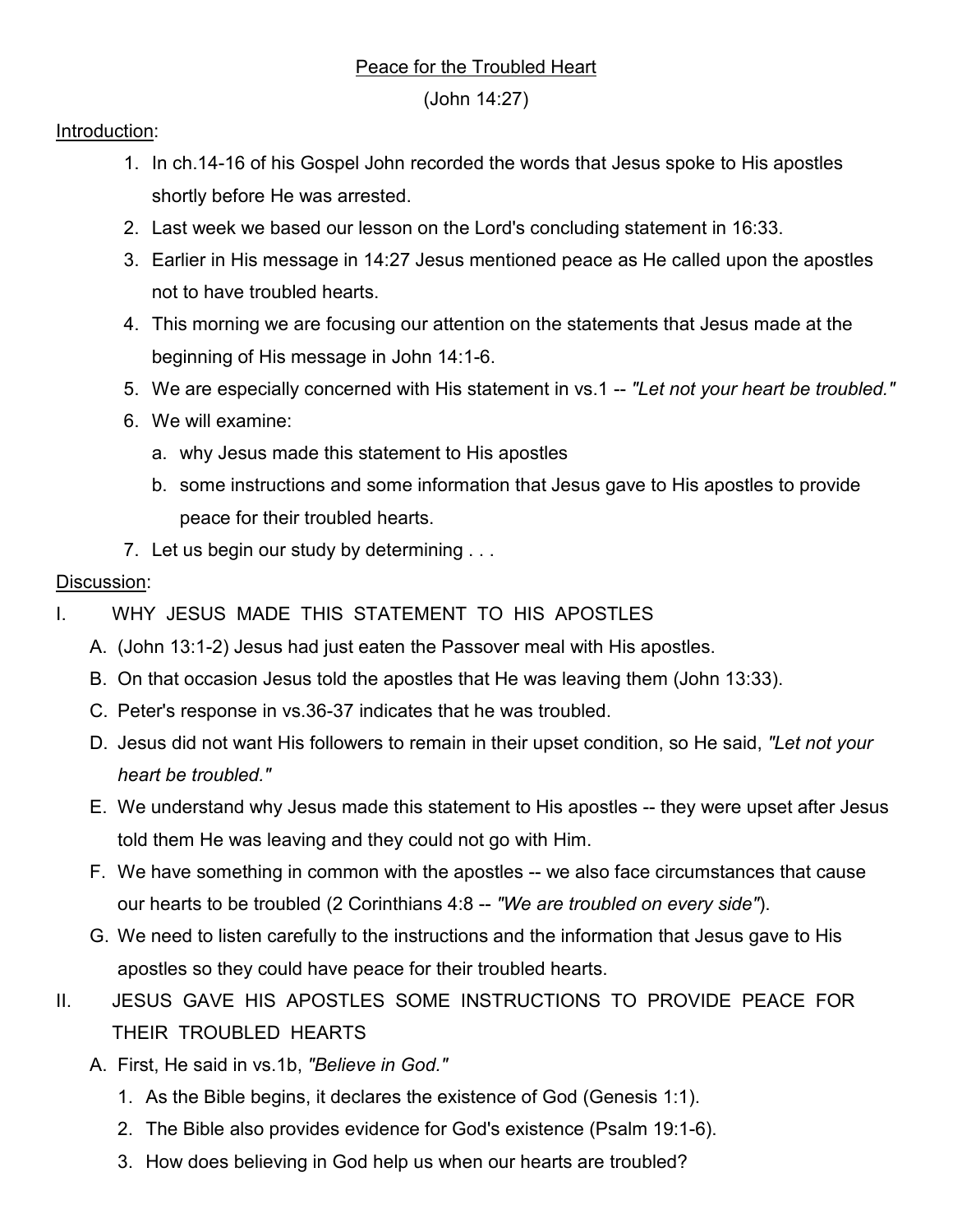# Peace for the Troubled Heart

(John 14:27)

Introduction:

1. In ch.14-16 of his Gospel John recorded the words that Jesus spoke to His apostles shortly before He was arrested.
2. Last week we based our lesson on the Lord's concluding statement in 16:33.
3. Earlier in His message in 14:27 Jesus mentioned peace as He called upon the apostles not to have troubled hearts.
4. This morning we are focusing our attention on the statements that Jesus made at the beginning of His message in John 14:1-6.
5. We are especially concerned with His statement in vs.1 -- *"Let not your heart be troubled."*
6. We will examine:
   a. why Jesus made this statement to His apostles
   b. some instructions and some information that Jesus gave to His apostles to provide peace for their troubled hearts.
7. Let us begin our study by determining . . .

Discussion:

I. WHY JESUS MADE THIS STATEMENT TO HIS APOSTLES
   A. (John 13:1-2) Jesus had just eaten the Passover meal with His apostles.
   B. On that occasion Jesus told the apostles that He was leaving them (John 13:33).
   C. Peter's response in vs.36-37 indicates that he was troubled.
   D. Jesus did not want His followers to remain in their upset condition, so He said, *"Let not your heart be troubled."*
   E. We understand why Jesus made this statement to His apostles -- they were upset after Jesus told them He was leaving and they could not go with Him.
   F. We have something in common with the apostles -- we also face circumstances that cause our hearts to be troubled (2 Corinthians 4:8 -- *"We are troubled on every side"*).
   G. We need to listen carefully to the instructions and the information that Jesus gave to His apostles so they could have peace for their troubled hearts.

II. JESUS GAVE HIS APOSTLES SOME INSTRUCTIONS TO PROVIDE PEACE FOR THEIR TROUBLED HEARTS
   A. First, He said in vs.1b, *"Believe in God."*
      1. As the Bible begins, it declares the existence of God (Genesis 1:1).
      2. The Bible also provides evidence for God's existence (Psalm 19:1-6).
      3. How does believing in God help us when our hearts are troubled?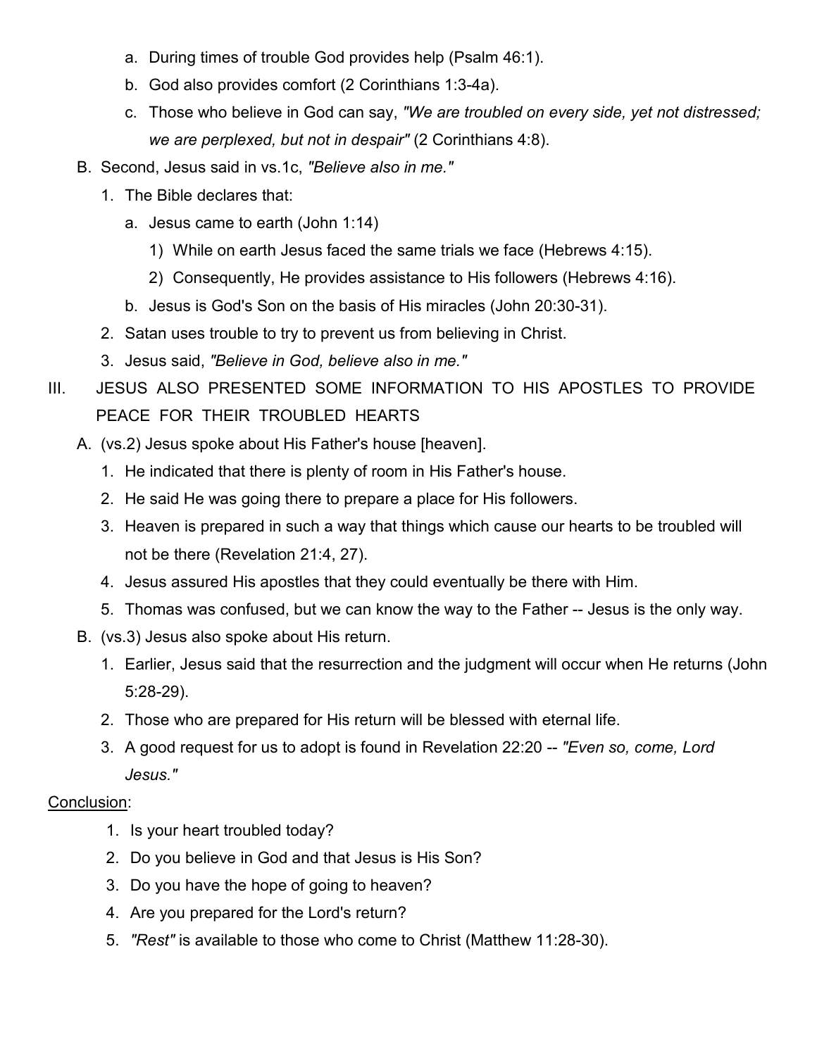a. During times of trouble God provides help (Psalm 46:1).

b. God also provides comfort (2 Corinthians 1:3-4a).

c. Those who believe in God can say, *"We are troubled on every side, yet not distressed; we are perplexed, but not in despair"* (2 Corinthians 4:8).

B. Second, Jesus said in vs.1c, *"Believe also in me."*

1. The Bible declares that:

   a. Jesus came to earth (John 1:14)

      1) While on earth Jesus faced the same trials we face (Hebrews 4:15).

      2) Consequently, He provides assistance to His followers (Hebrews 4:16).

   b. Jesus is God's Son on the basis of His miracles (John 20:30-31).

2. Satan uses trouble to try to prevent us from believing in Christ.

3. Jesus said, *"Believe in God, believe also in me."*

III. JESUS ALSO PRESENTED SOME INFORMATION TO HIS APOSTLES TO PROVIDE PEACE FOR THEIR TROUBLED HEARTS

A. (vs.2) Jesus spoke about His Father's house [heaven].

1. He indicated that there is plenty of room in His Father's house.

2. He said He was going there to prepare a place for His followers.

3. Heaven is prepared in such a way that things which cause our hearts to be troubled will not be there (Revelation 21:4, 27).

4. Jesus assured His apostles that they could eventually be there with Him.

5. Thomas was confused, but we can know the way to the Father -- Jesus is the only way.

B. (vs.3) Jesus also spoke about His return.

1. Earlier, Jesus said that the resurrection and the judgment will occur when He returns (John 5:28-29).

2. Those who are prepared for His return will be blessed with eternal life.

3. A good request for us to adopt is found in Revelation 22:20 -- *"Even so, come, Lord Jesus."*

<u>Conclusion</u>:

1. Is your heart troubled today?
2. Do you believe in God and that Jesus is His Son?
3. Do you have the hope of going to heaven?
4. Are you prepared for the Lord's return?
5. *"Rest"* is available to those who come to Christ (Matthew 11:28-30).